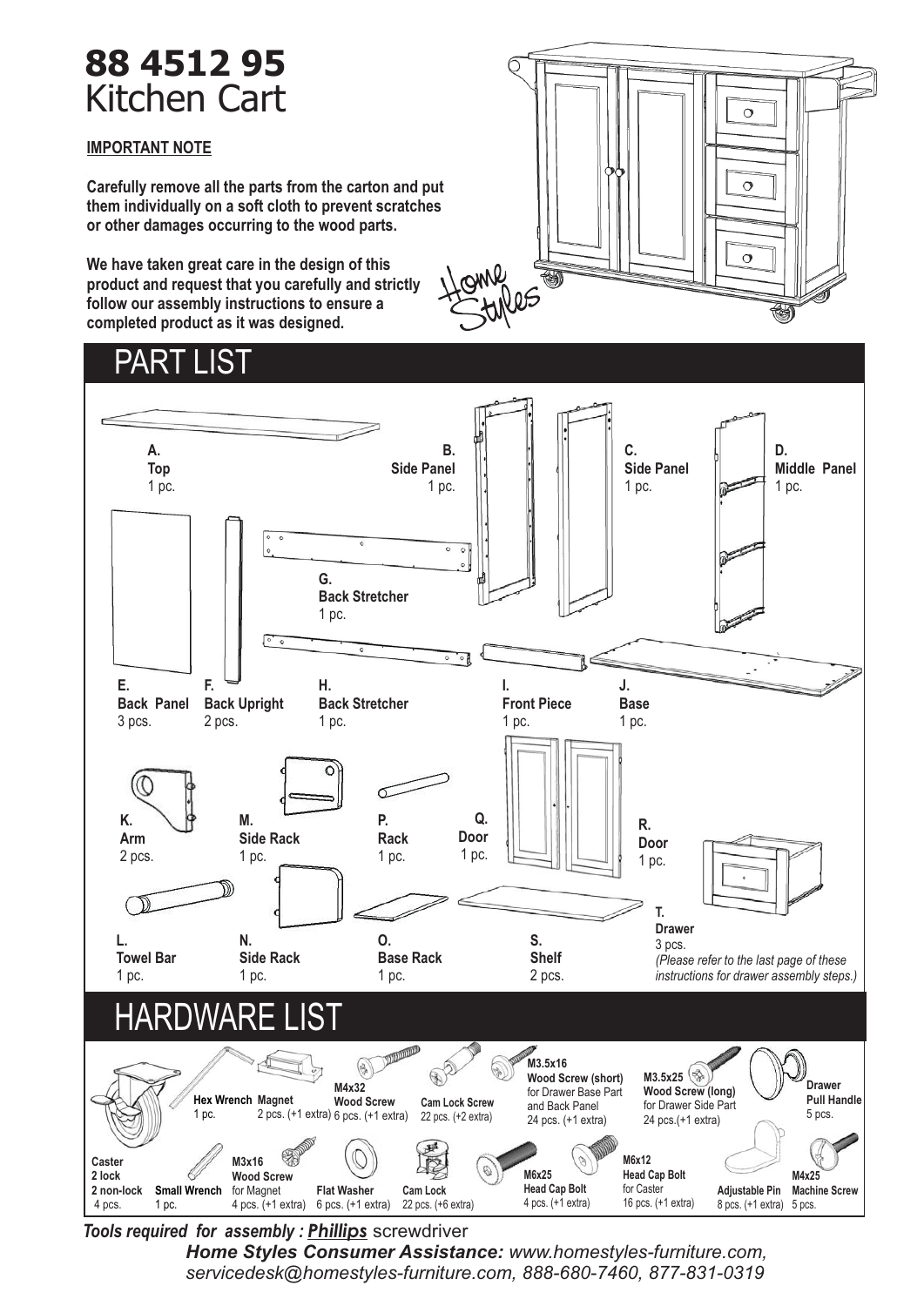# 88 4512 95
# Kitchen Cart

**IMPORTANT NOTE**

**Carefully remove all the parts from the carton and put them individually on a soft cloth to prevent scratches or other damages occurring to the wood parts.**

**We have taken great care in the design of this product and request that you carefully and strictly follow our assembly instructions to ensure a completed product as it was designed.**

Home Styles

## PART LIST

A. **Top** 1 pc.

B. **Side Panel** 1 pc.

C. **Side Panel** 1 pc.

D. **Middle Panel** 1 pc.

E. **Back Panel** 3 pcs.

F. **Back Upright** 2 pcs.

G. **Back Stretcher** 1 pc.

H. **Back Stretcher** 1 pc.

I. **Front Piece** 1 pc.

J. **Base** 1 pc.

K. **Arm** 2 pcs.

L. **Towel Bar** 1 pc.

M. **Side Rack** 1 pc.

N. **Side Rack** 1 pc.

O. **Base Rack** 1 pc.

P. **Rack** 1 pc.

Q. **Door** 1 pc.

R. **Door** 1 pc.

S. **Shelf** 2 pcs.

T. **Drawer** 3 pcs. *(Please refer to the last page of these instructions for drawer assembly steps.)*

## HARDWARE LIST

- **Caster** 2 lock, 2 non-lock — 4 pcs.
- **Hex Wrench** — 1 pc.
- **Small Wrench** — 1 pc.
- **Magnet** — 2 pcs. (+1 extra)
- **M3x16 Wood Screw** for Magnet — 4 pcs. (+1 extra)
- **M4x32 Wood Screw** — 6 pcs. (+1 extra)
- **Flat Washer** — 6 pcs. (+1 extra)
- **Cam Lock Screw** — 22 pcs. (+2 extra)
- **Cam Lock** — 22 pcs. (+6 extra)
- **M3.5x16 Wood Screw (short)** for Drawer Base Part and Back Panel — 24 pcs. (+1 extra)
- **M6x25 Head Cap Bolt** — 4 pcs. (+1 extra)
- **M3.5x25 Wood Screw (long)** for Drawer Side Part — 24 pcs.(+1 extra)
- **M6x12 Head Cap Bolt** for Caster — 16 pcs. (+1 extra)
- **Drawer Pull Handle** — 5 pcs.
- **Adjustable Pin** — 8 pcs. (+1 extra)
- **M4x25 Machine Screw** — 5 pcs.

*Tools required for assembly : **Phillips** screwdriver*

***Home Styles Consumer Assistance:** www.homestyles-furniture.com, servicedesk@homestyles-furniture.com, 888-680-7460, 877-831-0319*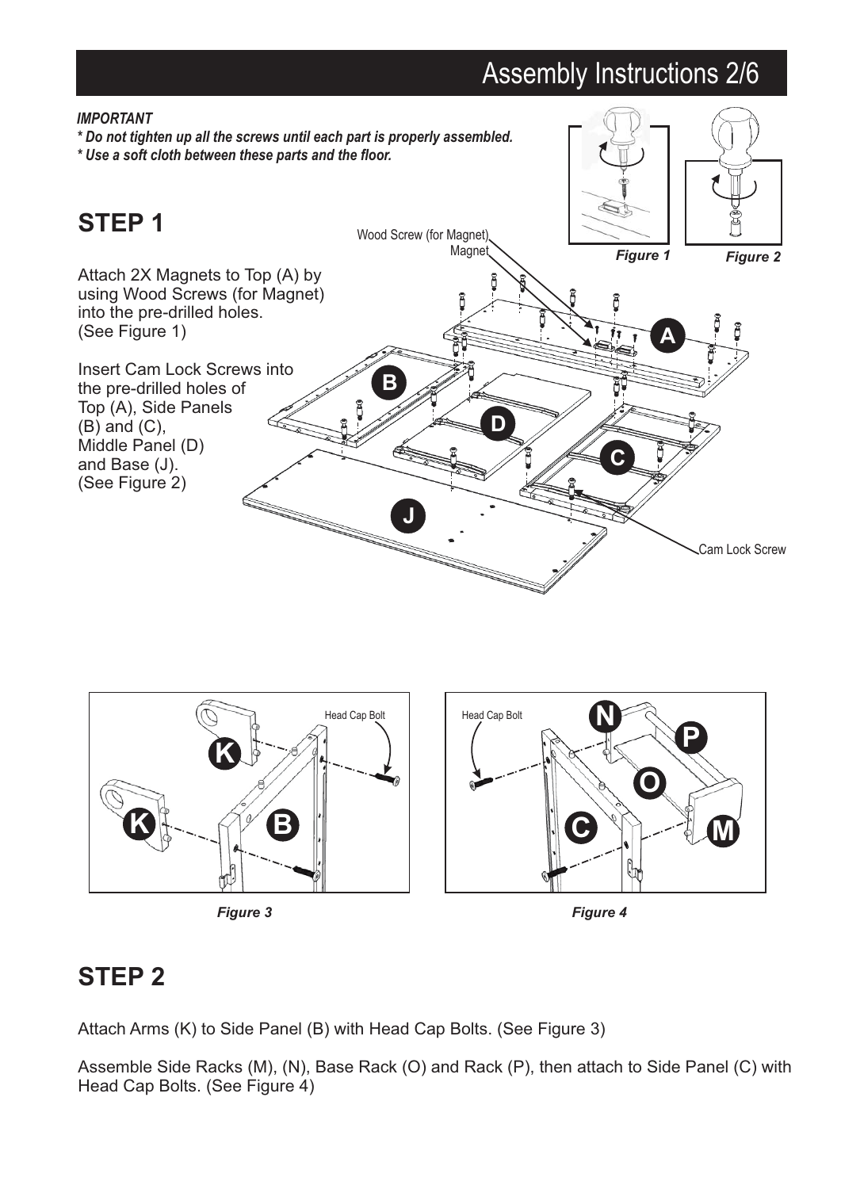# Assembly Instructions 2/6

***IMPORTANT***

***\* Do not tighten up all the screws until each part is properly assembled.***

***\* Use a soft cloth between these parts and the floor.***

## STEP 1

Attach 2X Magnets to Top (A) by using Wood Screws (for Magnet) into the pre-drilled holes. (See Figure 1)

Insert Cam Lock Screws into the pre-drilled holes of Top (A), Side Panels (B) and (C), Middle Panel (D) and Base (J). (See Figure 2)

Wood Screw (for Magnet)

Magnet

A

B

D

C

J

Cam Lock Screw

*Figure 1*

*Figure 2*

Head Cap Bolt

K

K

B

*Figure 3*

Head Cap Bolt

N

P

O

C

M

*Figure 4*

## STEP 2

Attach Arms (K) to Side Panel (B) with Head Cap Bolts. (See Figure 3)

Assemble Side Racks (M), (N), Base Rack (O) and Rack (P), then attach to Side Panel (C) with Head Cap Bolts. (See Figure 4)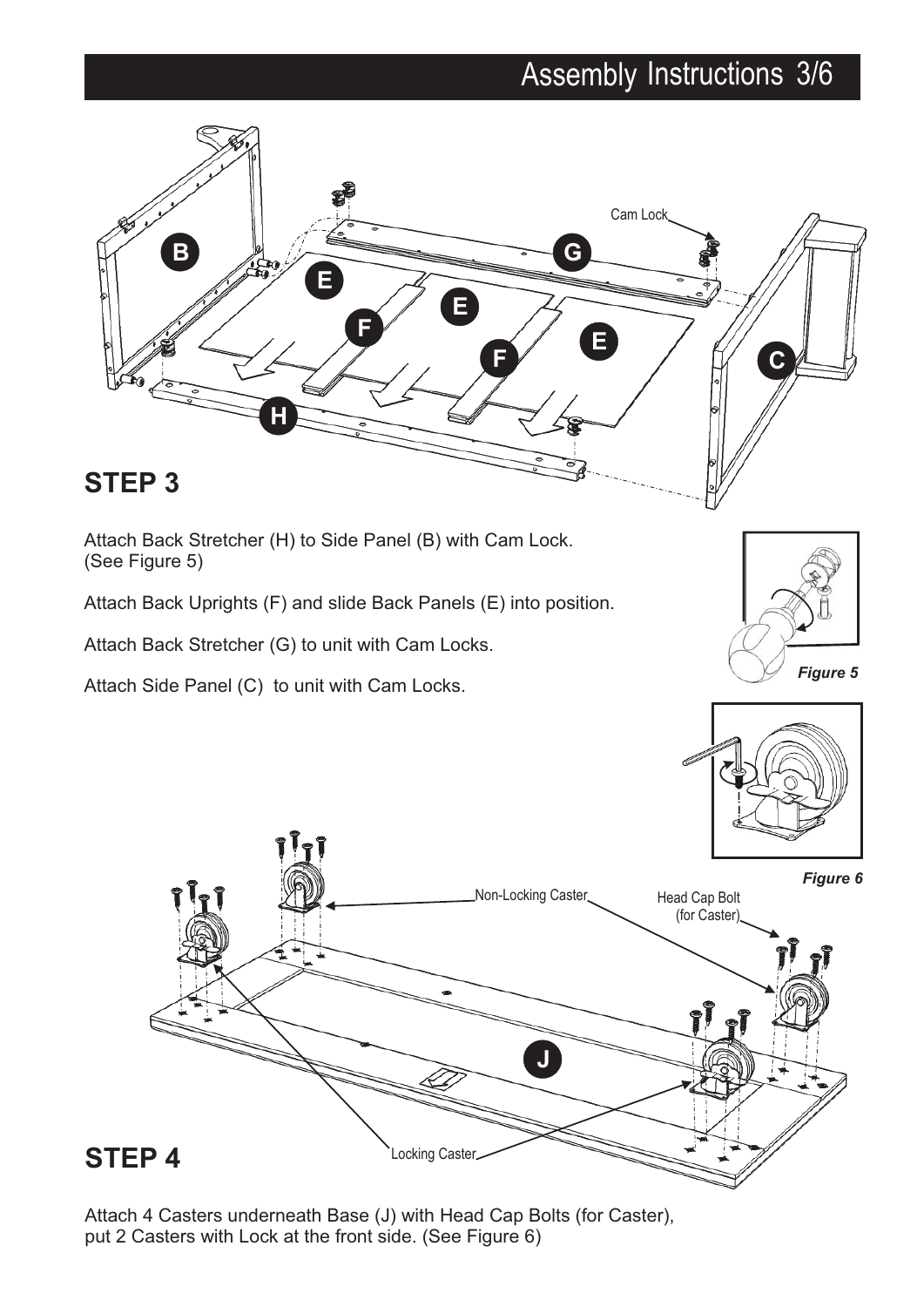## STEP 3

Attach Back Stretcher (H) to Side Panel (B) with Cam Lock. (See Figure 5)

Attach Back Uprights (F) and slide Back Panels (E) into position.

Attach Back Stretcher (G) to unit with Cam Locks.

Attach Side Panel (C) to unit with Cam Locks.

*Figure 5*

*Figure 6*

## STEP 4

Attach 4 Casters underneath Base (J) with Head Cap Bolts (for Caster), put 2 Casters with Lock at the front side. (See Figure 6)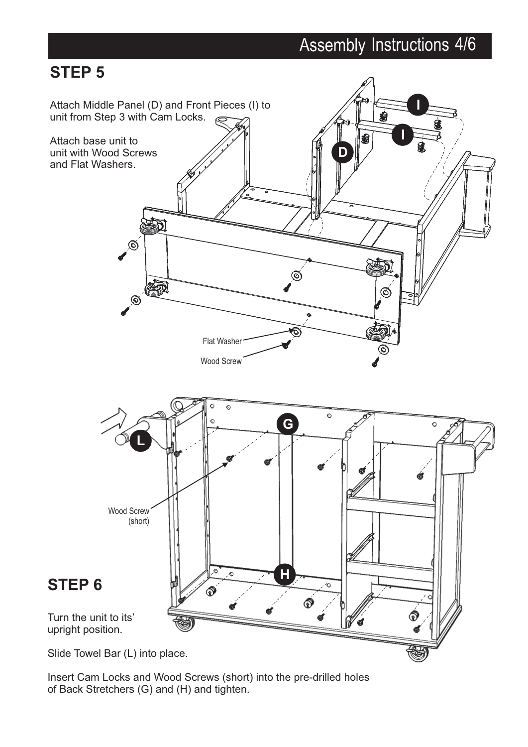## STEP 5

Attach Middle Panel (D) and Front Pieces (I) to unit from Step 3 with Cam Locks.

Attach base unit to unit with Wood Screws and Flat Washers.

I

I

D

Flat Washer

Wood Screw

G

L

Wood Screw (short)

H

## STEP 6

Turn the unit to its' upright position.

Slide Towel Bar (L) into place.

Insert Cam Locks and Wood Screws (short) into the pre-drilled holes of Back Stretchers (G) and (H) and tighten.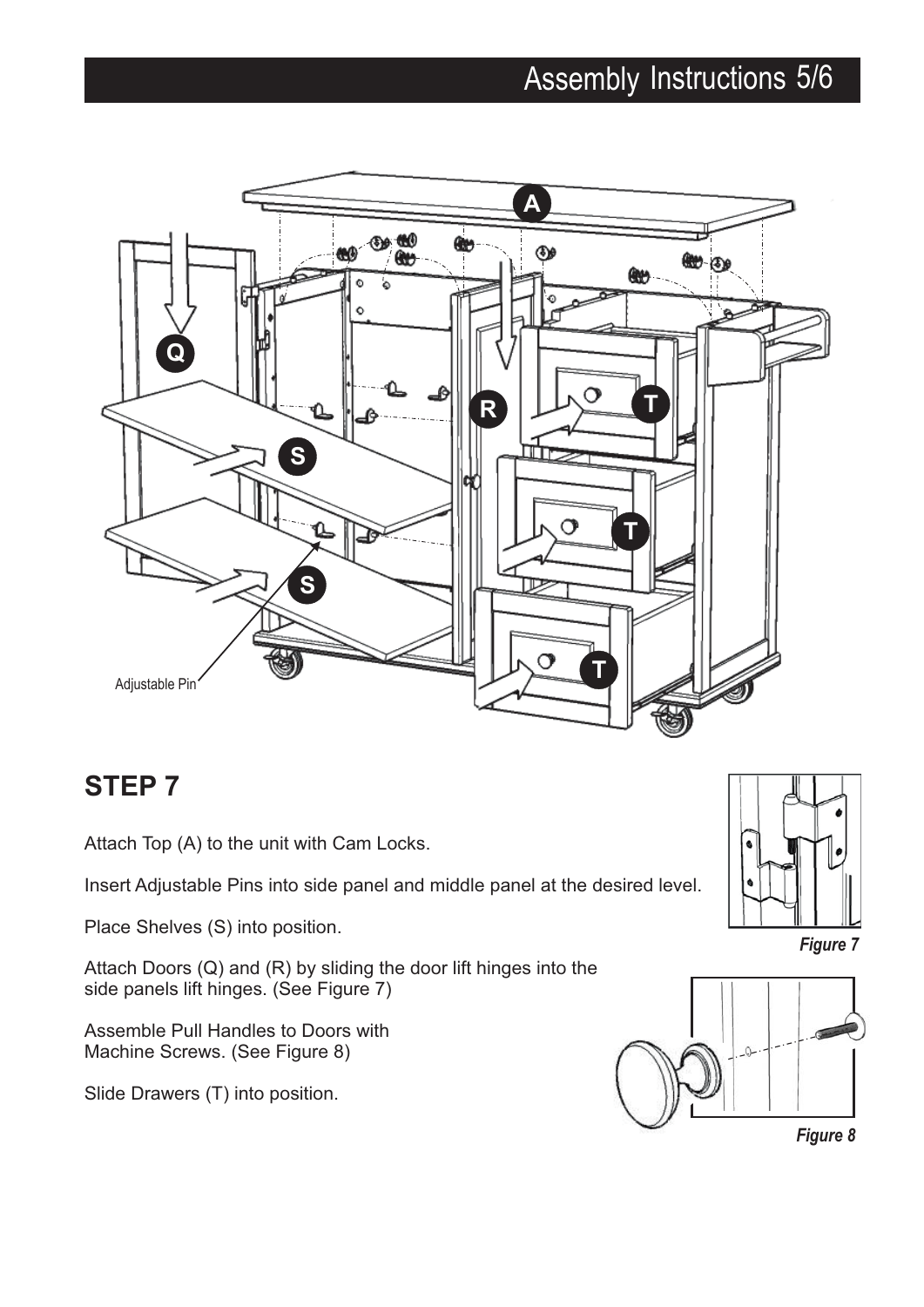## STEP 7

Attach Top (A) to the unit with Cam Locks.

Insert Adjustable Pins into side panel and middle panel at the desired level.

Place Shelves (S) into position.

Attach Doors (Q) and (R) by sliding the door lift hinges into the side panels lift hinges. (See Figure 7)

Assemble Pull Handles to Doors with Machine Screws. (See Figure 8)

Slide Drawers (T) into position.

*Figure 7*

*Figure 8*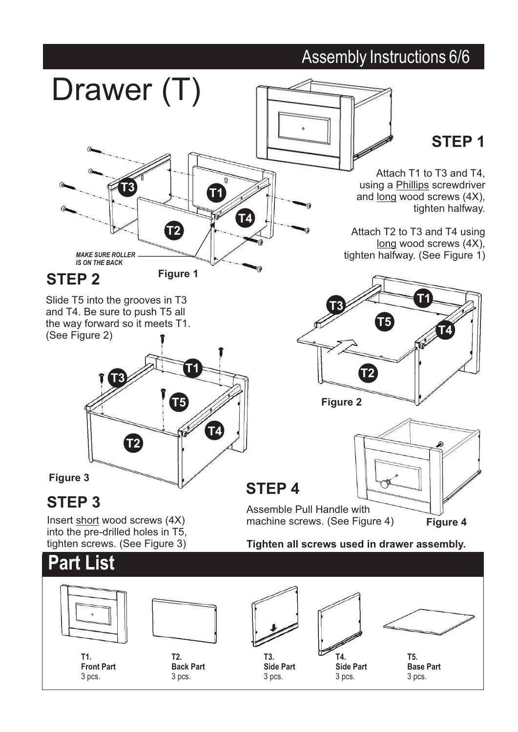# Drawer (T)

## STEP 1

Attach T1 to T3 and T4, using a Phillips screwdriver and long wood screws (4X), tighten halfway.

Attach T2 to T3 and T4 using long wood screws (4X), tighten halfway. (See Figure 1)

*MAKE SURE ROLLER IS ON THE BACK*

Figure 1

## STEP 2

Slide T5 into the grooves in T3 and T4. Be sure to push T5 all the way forward so it meets T1. (See Figure 2)

Figure 2

Figure 3

## STEP 3

Insert short wood screws (4X) into the pre-drilled holes in T5, tighten screws. (See Figure 3)

## STEP 4

Assemble Pull Handle with machine screws. (See Figure 4)

Figure 4

**Tighten all screws used in drawer assembly.**

# Part List

**T1. Front Part** 3 pcs.

**T2. Back Part** 3 pcs.

**T3. Side Part** 3 pcs.

**T4. Side Part** 3 pcs.

**T5. Base Part** 3 pcs.